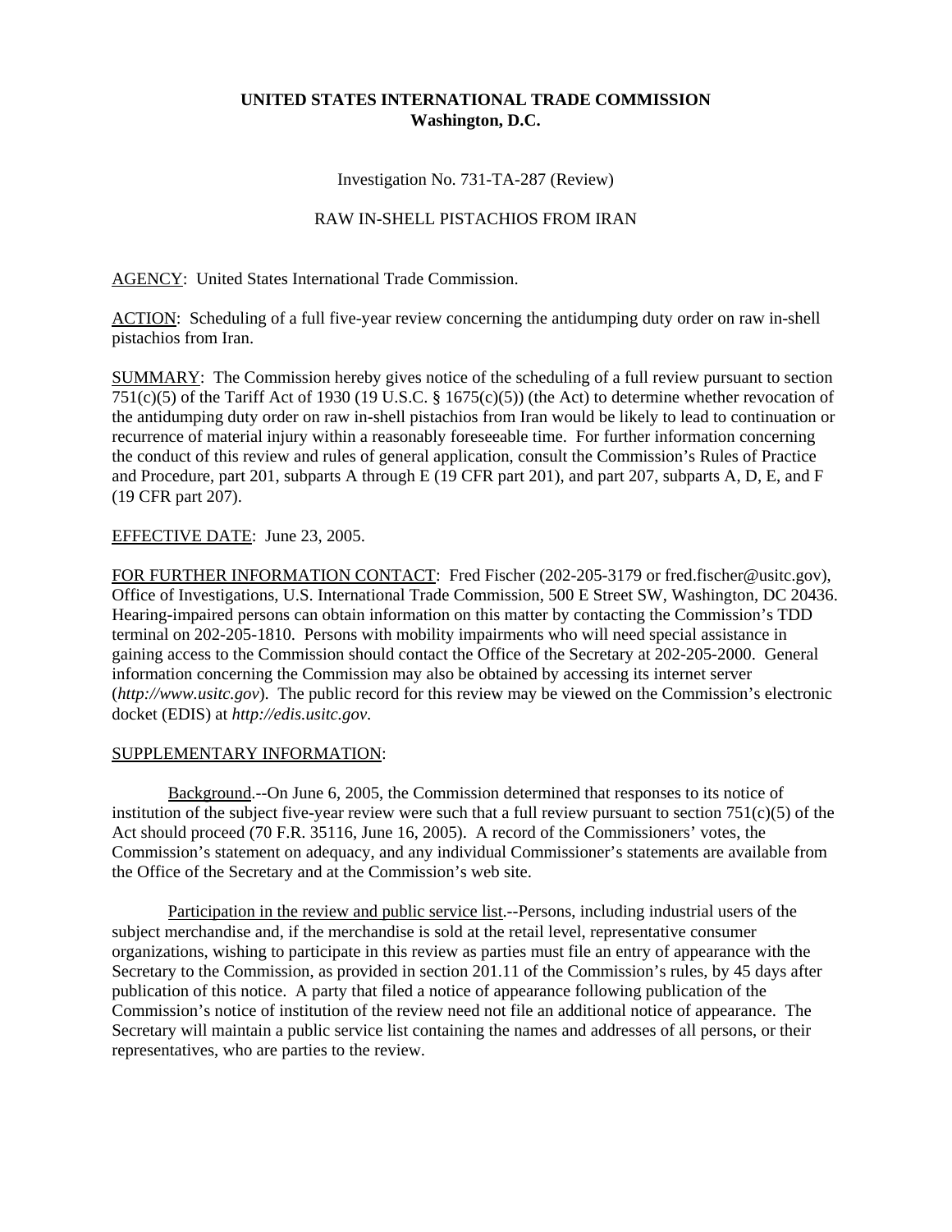**UNITED STATES INTERNATIONAL TRADE COMMISSION**
**Washington, D.C.**

Investigation No. 731-TA-287 (Review)

RAW IN-SHELL PISTACHIOS FROM IRAN

AGENCY: United States International Trade Commission.

ACTION: Scheduling of a full five-year review concerning the antidumping duty order on raw in-shell pistachios from Iran.

SUMMARY: The Commission hereby gives notice of the scheduling of a full review pursuant to section 751(c)(5) of the Tariff Act of 1930 (19 U.S.C. § 1675(c)(5)) (the Act) to determine whether revocation of the antidumping duty order on raw in-shell pistachios from Iran would be likely to lead to continuation or recurrence of material injury within a reasonably foreseeable time. For further information concerning the conduct of this review and rules of general application, consult the Commission's Rules of Practice and Procedure, part 201, subparts A through E (19 CFR part 201), and part 207, subparts A, D, E, and F (19 CFR part 207).

EFFECTIVE DATE: June 23, 2005.

FOR FURTHER INFORMATION CONTACT: Fred Fischer (202-205-3179 or fred.fischer@usitc.gov), Office of Investigations, U.S. International Trade Commission, 500 E Street SW, Washington, DC 20436. Hearing-impaired persons can obtain information on this matter by contacting the Commission's TDD terminal on 202-205-1810. Persons with mobility impairments who will need special assistance in gaining access to the Commission should contact the Office of the Secretary at 202-205-2000. General information concerning the Commission may also be obtained by accessing its internet server (*http://www.usitc.gov*). The public record for this review may be viewed on the Commission's electronic docket (EDIS) at *http://edis.usitc.gov*.

SUPPLEMENTARY INFORMATION:

Background.--On June 6, 2005, the Commission determined that responses to its notice of institution of the subject five-year review were such that a full review pursuant to section 751(c)(5) of the Act should proceed (70 F.R. 35116, June 16, 2005). A record of the Commissioners' votes, the Commission's statement on adequacy, and any individual Commissioner's statements are available from the Office of the Secretary and at the Commission's web site.

Participation in the review and public service list.--Persons, including industrial users of the subject merchandise and, if the merchandise is sold at the retail level, representative consumer organizations, wishing to participate in this review as parties must file an entry of appearance with the Secretary to the Commission, as provided in section 201.11 of the Commission's rules, by 45 days after publication of this notice. A party that filed a notice of appearance following publication of the Commission's notice of institution of the review need not file an additional notice of appearance. The Secretary will maintain a public service list containing the names and addresses of all persons, or their representatives, who are parties to the review.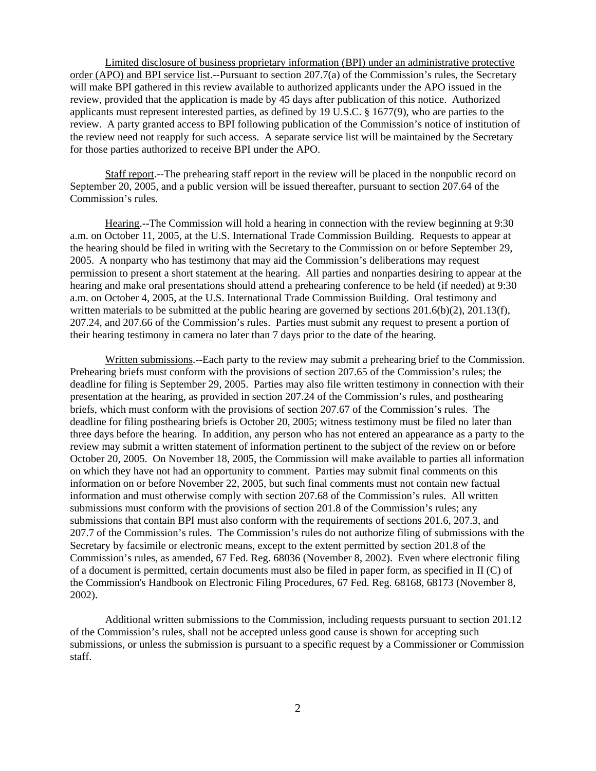Limited disclosure of business proprietary information (BPI) under an administrative protective order (APO) and BPI service list.--Pursuant to section 207.7(a) of the Commission's rules, the Secretary will make BPI gathered in this review available to authorized applicants under the APO issued in the review, provided that the application is made by 45 days after publication of this notice. Authorized applicants must represent interested parties, as defined by 19 U.S.C. § 1677(9), who are parties to the review. A party granted access to BPI following publication of the Commission's notice of institution of the review need not reapply for such access. A separate service list will be maintained by the Secretary for those parties authorized to receive BPI under the APO.

Staff report.--The prehearing staff report in the review will be placed in the nonpublic record on September 20, 2005, and a public version will be issued thereafter, pursuant to section 207.64 of the Commission's rules.

Hearing.--The Commission will hold a hearing in connection with the review beginning at 9:30 a.m. on October 11, 2005, at the U.S. International Trade Commission Building. Requests to appear at the hearing should be filed in writing with the Secretary to the Commission on or before September 29, 2005. A nonparty who has testimony that may aid the Commission's deliberations may request permission to present a short statement at the hearing. All parties and nonparties desiring to appear at the hearing and make oral presentations should attend a prehearing conference to be held (if needed) at 9:30 a.m. on October 4, 2005, at the U.S. International Trade Commission Building. Oral testimony and written materials to be submitted at the public hearing are governed by sections 201.6(b)(2), 201.13(f), 207.24, and 207.66 of the Commission's rules. Parties must submit any request to present a portion of their hearing testimony in camera no later than 7 days prior to the date of the hearing.

Written submissions.--Each party to the review may submit a prehearing brief to the Commission. Prehearing briefs must conform with the provisions of section 207.65 of the Commission's rules; the deadline for filing is September 29, 2005. Parties may also file written testimony in connection with their presentation at the hearing, as provided in section 207.24 of the Commission's rules, and posthearing briefs, which must conform with the provisions of section 207.67 of the Commission's rules. The deadline for filing posthearing briefs is October 20, 2005; witness testimony must be filed no later than three days before the hearing. In addition, any person who has not entered an appearance as a party to the review may submit a written statement of information pertinent to the subject of the review on or before October 20, 2005. On November 18, 2005, the Commission will make available to parties all information on which they have not had an opportunity to comment. Parties may submit final comments on this information on or before November 22, 2005, but such final comments must not contain new factual information and must otherwise comply with section 207.68 of the Commission's rules. All written submissions must conform with the provisions of section 201.8 of the Commission's rules; any submissions that contain BPI must also conform with the requirements of sections 201.6, 207.3, and 207.7 of the Commission's rules. The Commission's rules do not authorize filing of submissions with the Secretary by facsimile or electronic means, except to the extent permitted by section 201.8 of the Commission's rules, as amended, 67 Fed. Reg. 68036 (November 8, 2002). Even where electronic filing of a document is permitted, certain documents must also be filed in paper form, as specified in II (C) of the Commission's Handbook on Electronic Filing Procedures, 67 Fed. Reg. 68168, 68173 (November 8, 2002).

Additional written submissions to the Commission, including requests pursuant to section 201.12 of the Commission's rules, shall not be accepted unless good cause is shown for accepting such submissions, or unless the submission is pursuant to a specific request by a Commissioner or Commission staff.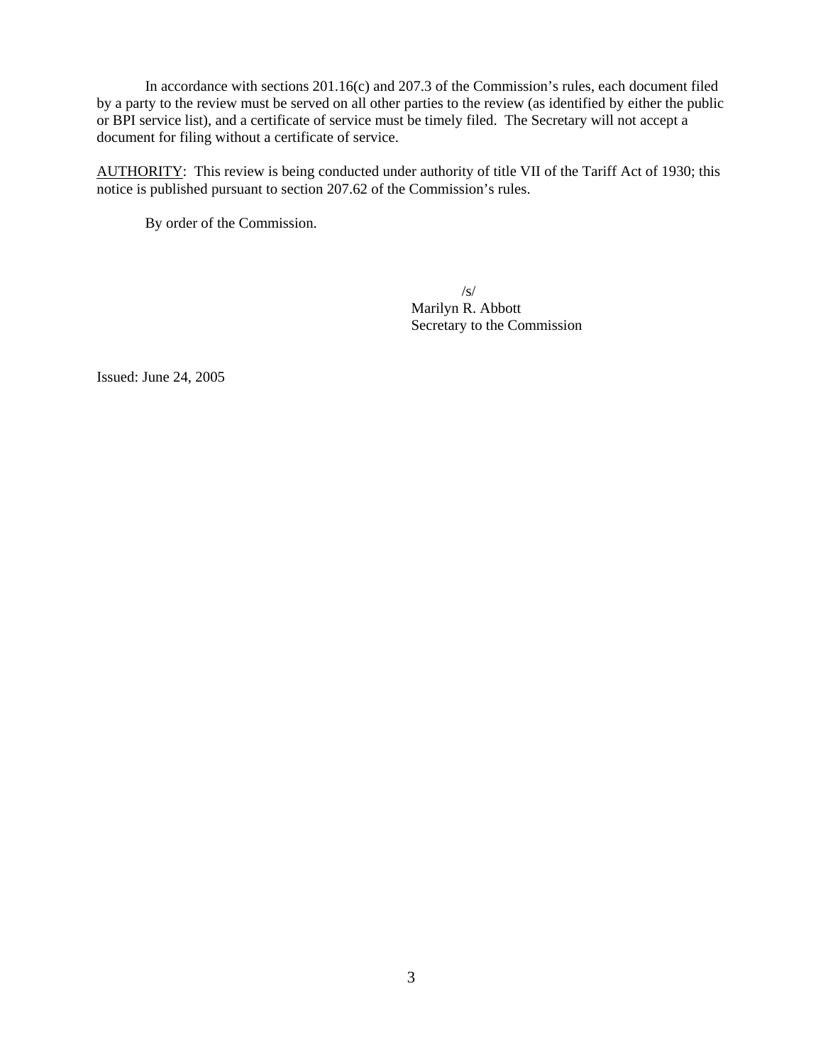In accordance with sections 201.16(c) and 207.3 of the Commission's rules, each document filed by a party to the review must be served on all other parties to the review (as identified by either the public or BPI service list), and a certificate of service must be timely filed. The Secretary will not accept a document for filing without a certificate of service.

<u>AUTHORITY</u>: This review is being conducted under authority of title VII of the Tariff Act of 1930; this notice is published pursuant to section 207.62 of the Commission's rules.

By order of the Commission.

/s/
Marilyn R. Abbott
Secretary to the Commission

Issued: June 24, 2005